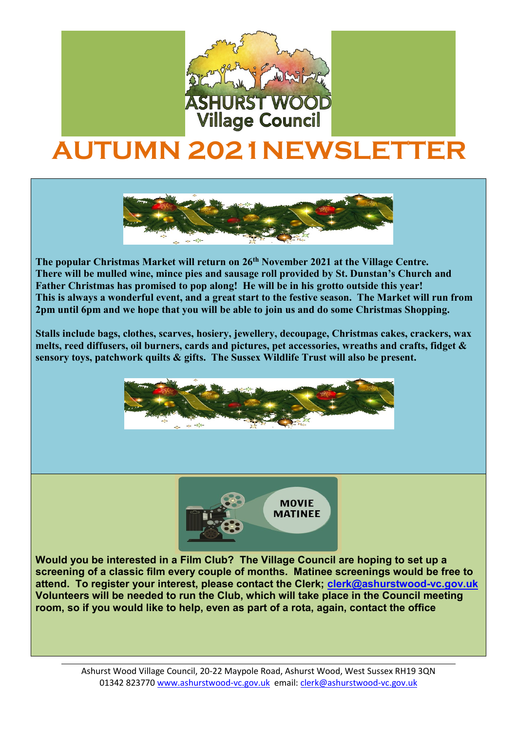ASHURST WOOD
Village Council

# AUTUMN 2021NEWSLETTER

**The popular Christmas Market will return on 26th November 2021 at the Village Centre. There will be mulled wine, mince pies and sausage roll provided by St. Dunstan's Church and Father Christmas has promised to pop along! He will be in his grotto outside this year! This is always a wonderful event, and a great start to the festive season. The Market will run from 2pm until 6pm and we hope that you will be able to join us and do some Christmas Shopping.**

**Stalls include bags, clothes, scarves, hosiery, jewellery, decoupage, Christmas cakes, crackers, wax melts, reed diffusers, oil burners, cards and pictures, pet accessories, wreaths and crafts, fidget & sensory toys, patchwork quilts & gifts. The Sussex Wildlife Trust will also be present.**

MOVIE MATINEE

**Would you be interested in a Film Club? The Village Council are hoping to set up a screening of a classic film every couple of months. Matinee screenings would be free to attend. To register your interest, please contact the Clerk; clerk@ashurstwood-vc.gov.uk Volunteers will be needed to run the Club, which will take place in the Council meeting room, so if you would like to help, even as part of a rota, again, contact the office**

Ashurst Wood Village Council, 20-22 Maypole Road, Ashurst Wood, West Sussex RH19 3QN
01342 823770 www.ashurstwood-vc.gov.uk email: clerk@ashurstwood-vc.gov.uk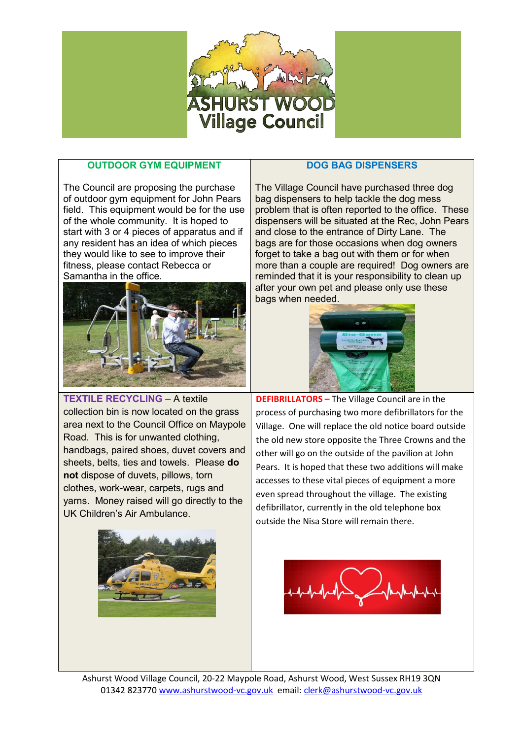# ASHURST WOOD Village Council

## OUTDOOR GYM EQUIPMENT

The Council are proposing the purchase of outdoor gym equipment for John Pears field. This equipment would be for the use of the whole community. It is hoped to start with 3 or 4 pieces of apparatus and if any resident has an idea of which pieces they would like to see to improve their fitness, please contact Rebecca or Samantha in the office.

## DOG BAG DISPENSERS

The Village Council have purchased three dog bag dispensers to help tackle the dog mess problem that is often reported to the office. These dispensers will be situated at the Rec, John Pears and close to the entrance of Dirty Lane. The bags are for those occasions when dog owners forget to take a bag out with them or for when more than a couple are required! Dog owners are reminded that it is your responsibility to clean up after your own pet and please only use these bags when needed.

**TEXTILE RECYCLING –** A textile collection bin is now located on the grass area next to the Council Office on Maypole Road. This is for unwanted clothing, handbags, paired shoes, duvet covers and sheets, belts, ties and towels. Please **do not** dispose of duvets, pillows, torn clothes, work-wear, carpets, rugs and yarns. Money raised will go directly to the UK Children's Air Ambulance.

**DEFIBRILLATORS –** The Village Council are in the process of purchasing two more defibrillators for the Village. One will replace the old notice board outside the old new store opposite the Three Crowns and the other will go on the outside of the pavilion at John Pears. It is hoped that these two additions will make accesses to these vital pieces of equipment a more even spread throughout the village. The existing defibrillator, currently in the old telephone box outside the Nisa Store will remain there.

Ashurst Wood Village Council, 20-22 Maypole Road, Ashurst Wood, West Sussex RH19 3QN
01342 823770 www.ashurstwood-vc.gov.uk email: clerk@ashurstwood-vc.gov.uk